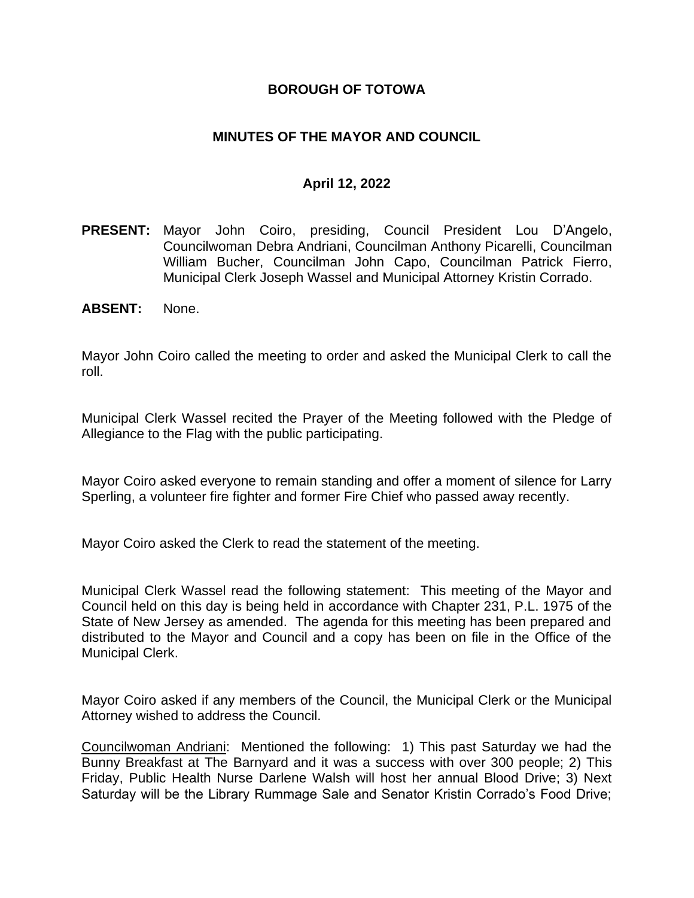**BOROUGH OF TOTOWA**

**MINUTES OF THE MAYOR AND COUNCIL**

**April 12, 2022**

**PRESENT:** Mayor John Coiro, presiding, Council President Lou D'Angelo, Councilwoman Debra Andriani, Councilman Anthony Picarelli, Councilman William Bucher, Councilman John Capo, Councilman Patrick Fierro, Municipal Clerk Joseph Wassel and Municipal Attorney Kristin Corrado.

**ABSENT:** None.

Mayor John Coiro called the meeting to order and asked the Municipal Clerk to call the roll.

Municipal Clerk Wassel recited the Prayer of the Meeting followed with the Pledge of Allegiance to the Flag with the public participating.

Mayor Coiro asked everyone to remain standing and offer a moment of silence for Larry Sperling, a volunteer fire fighter and former Fire Chief who passed away recently.

Mayor Coiro asked the Clerk to read the statement of the meeting.

Municipal Clerk Wassel read the following statement: This meeting of the Mayor and Council held on this day is being held in accordance with Chapter 231, P.L. 1975 of the State of New Jersey as amended. The agenda for this meeting has been prepared and distributed to the Mayor and Council and a copy has been on file in the Office of the Municipal Clerk.

Mayor Coiro asked if any members of the Council, the Municipal Clerk or the Municipal Attorney wished to address the Council.

Councilwoman Andriani: Mentioned the following: 1) This past Saturday we had the Bunny Breakfast at The Barnyard and it was a success with over 300 people; 2) This Friday, Public Health Nurse Darlene Walsh will host her annual Blood Drive; 3) Next Saturday will be the Library Rummage Sale and Senator Kristin Corrado's Food Drive;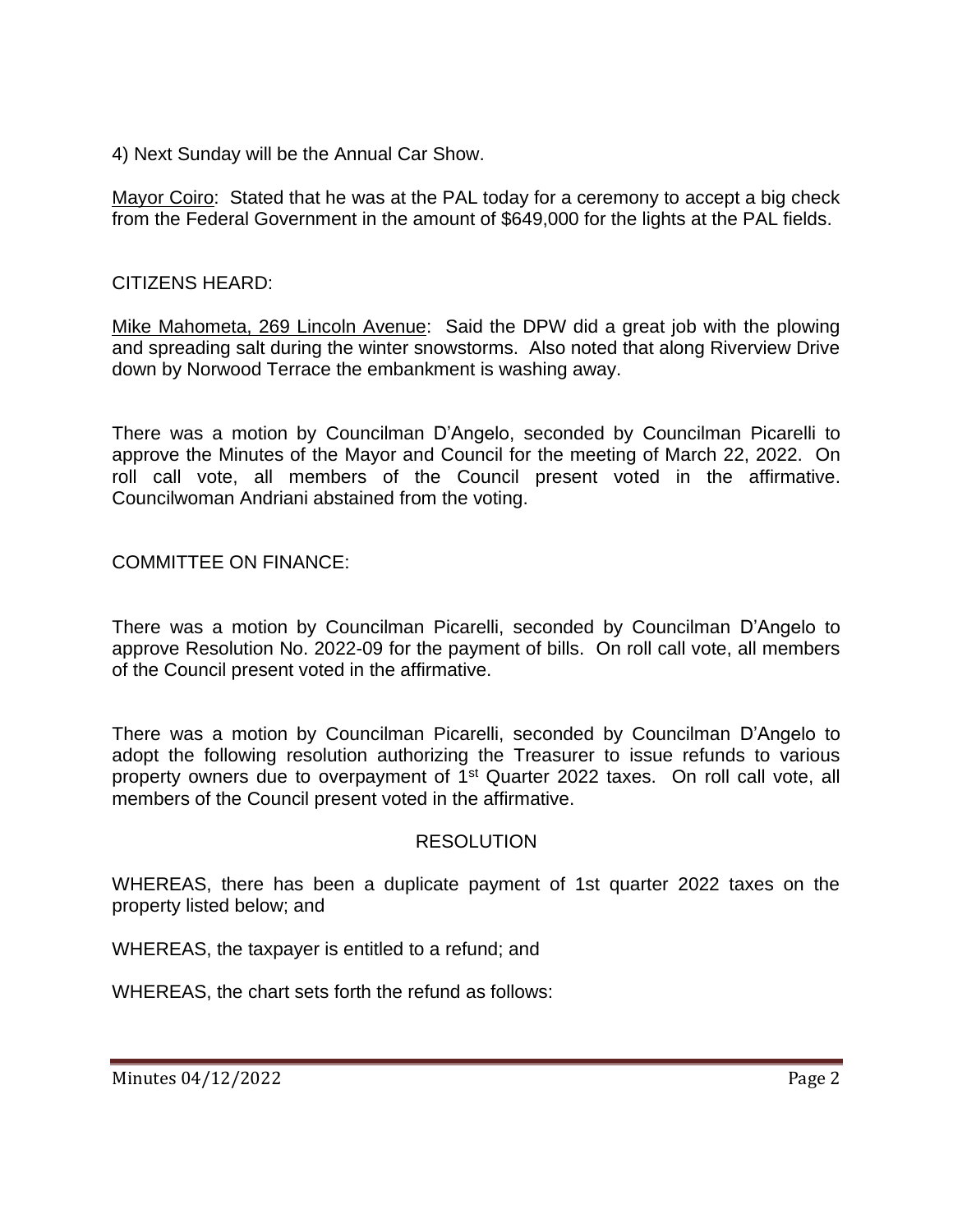4) Next Sunday will be the Annual Car Show.

Mayor Coiro: Stated that he was at the PAL today for a ceremony to accept a big check from the Federal Government in the amount of $649,000 for the lights at the PAL fields.

CITIZENS HEARD:

Mike Mahometa, 269 Lincoln Avenue: Said the DPW did a great job with the plowing and spreading salt during the winter snowstorms. Also noted that along Riverview Drive down by Norwood Terrace the embankment is washing away.

There was a motion by Councilman D'Angelo, seconded by Councilman Picarelli to approve the Minutes of the Mayor and Council for the meeting of March 22, 2022. On roll call vote, all members of the Council present voted in the affirmative. Councilwoman Andriani abstained from the voting.

COMMITTEE ON FINANCE:

There was a motion by Councilman Picarelli, seconded by Councilman D'Angelo to approve Resolution No. 2022-09 for the payment of bills. On roll call vote, all members of the Council present voted in the affirmative.

There was a motion by Councilman Picarelli, seconded by Councilman D'Angelo to adopt the following resolution authorizing the Treasurer to issue refunds to various property owners due to overpayment of 1st Quarter 2022 taxes. On roll call vote, all members of the Council present voted in the affirmative.

RESOLUTION

WHEREAS, there has been a duplicate payment of 1st quarter 2022 taxes on the property listed below; and

WHEREAS, the taxpayer is entitled to a refund; and

WHEREAS, the chart sets forth the refund as follows: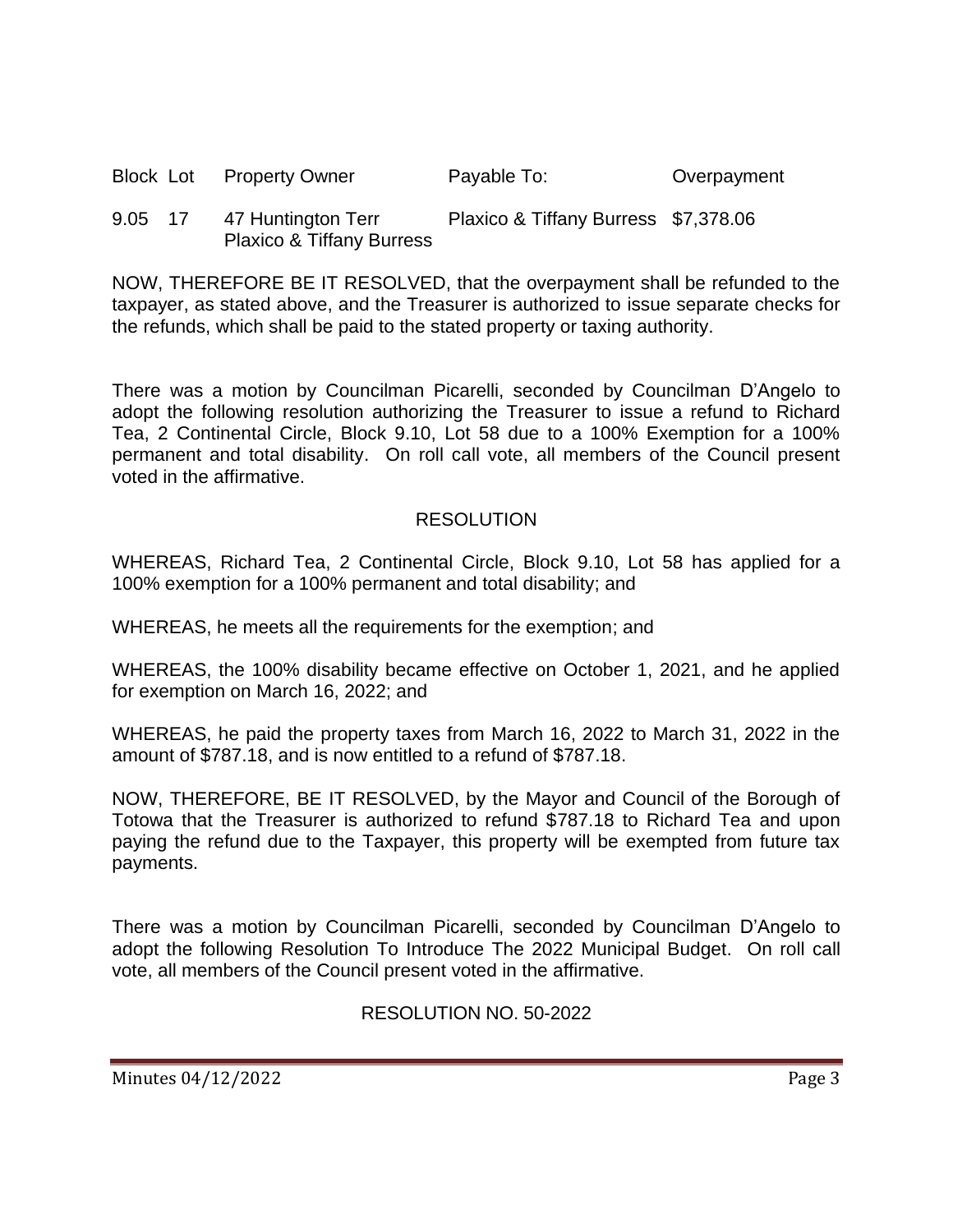| Block | Lot | Property Owner | Payable To: | Overpayment |
|---|---|---|---|---|
| 9.05 | 17 | 47 Huntington Terr<br>Plaxico & Tiffany Burress | Plaxico & Tiffany Burress | $7,378.06 |

NOW, THEREFORE BE IT RESOLVED, that the overpayment shall be refunded to the taxpayer, as stated above, and the Treasurer is authorized to issue separate checks for the refunds, which shall be paid to the stated property or taxing authority.

There was a motion by Councilman Picarelli, seconded by Councilman D'Angelo to adopt the following resolution authorizing the Treasurer to issue a refund to Richard Tea, 2 Continental Circle, Block 9.10, Lot 58 due to a 100% Exemption for a 100% permanent and total disability. On roll call vote, all members of the Council present voted in the affirmative.

RESOLUTION

WHEREAS, Richard Tea, 2 Continental Circle, Block 9.10, Lot 58 has applied for a 100% exemption for a 100% permanent and total disability; and

WHEREAS, he meets all the requirements for the exemption; and

WHEREAS, the 100% disability became effective on October 1, 2021, and he applied for exemption on March 16, 2022; and

WHEREAS, he paid the property taxes from March 16, 2022 to March 31, 2022 in the amount of $787.18, and is now entitled to a refund of $787.18.

NOW, THEREFORE, BE IT RESOLVED, by the Mayor and Council of the Borough of Totowa that the Treasurer is authorized to refund $787.18 to Richard Tea and upon paying the refund due to the Taxpayer, this property will be exempted from future tax payments.

There was a motion by Councilman Picarelli, seconded by Councilman D'Angelo to adopt the following Resolution To Introduce The 2022 Municipal Budget. On roll call vote, all members of the Council present voted in the affirmative.

RESOLUTION NO. 50-2022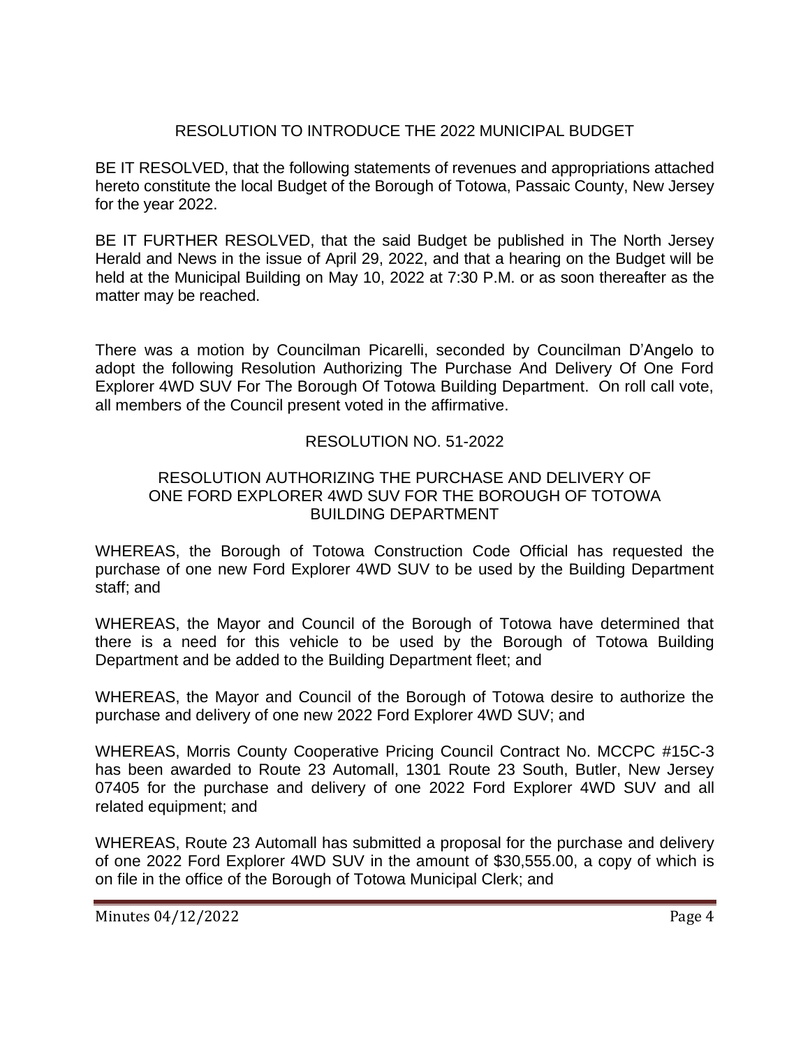## RESOLUTION TO INTRODUCE THE 2022 MUNICIPAL BUDGET

BE IT RESOLVED, that the following statements of revenues and appropriations attached hereto constitute the local Budget of the Borough of Totowa, Passaic County, New Jersey for the year 2022.

BE IT FURTHER RESOLVED, that the said Budget be published in The North Jersey Herald and News in the issue of April 29, 2022, and that a hearing on the Budget will be held at the Municipal Building on May 10, 2022 at 7:30 P.M. or as soon thereafter as the matter may be reached.

There was a motion by Councilman Picarelli, seconded by Councilman D'Angelo to adopt the following Resolution Authorizing The Purchase And Delivery Of One Ford Explorer 4WD SUV For The Borough Of Totowa Building Department. On roll call vote, all members of the Council present voted in the affirmative.

## RESOLUTION NO. 51-2022

### RESOLUTION AUTHORIZING THE PURCHASE AND DELIVERY OF ONE FORD EXPLORER 4WD SUV FOR THE BOROUGH OF TOTOWA BUILDING DEPARTMENT

WHEREAS, the Borough of Totowa Construction Code Official has requested the purchase of one new Ford Explorer 4WD SUV to be used by the Building Department staff; and

WHEREAS, the Mayor and Council of the Borough of Totowa have determined that there is a need for this vehicle to be used by the Borough of Totowa Building Department and be added to the Building Department fleet; and

WHEREAS, the Mayor and Council of the Borough of Totowa desire to authorize the purchase and delivery of one new 2022 Ford Explorer 4WD SUV; and

WHEREAS, Morris County Cooperative Pricing Council Contract No. MCCPC #15C-3 has been awarded to Route 23 Automall, 1301 Route 23 South, Butler, New Jersey 07405 for the purchase and delivery of one 2022 Ford Explorer 4WD SUV and all related equipment; and

WHEREAS, Route 23 Automall has submitted a proposal for the purchase and delivery of one 2022 Ford Explorer 4WD SUV in the amount of $30,555.00, a copy of which is on file in the office of the Borough of Totowa Municipal Clerk; and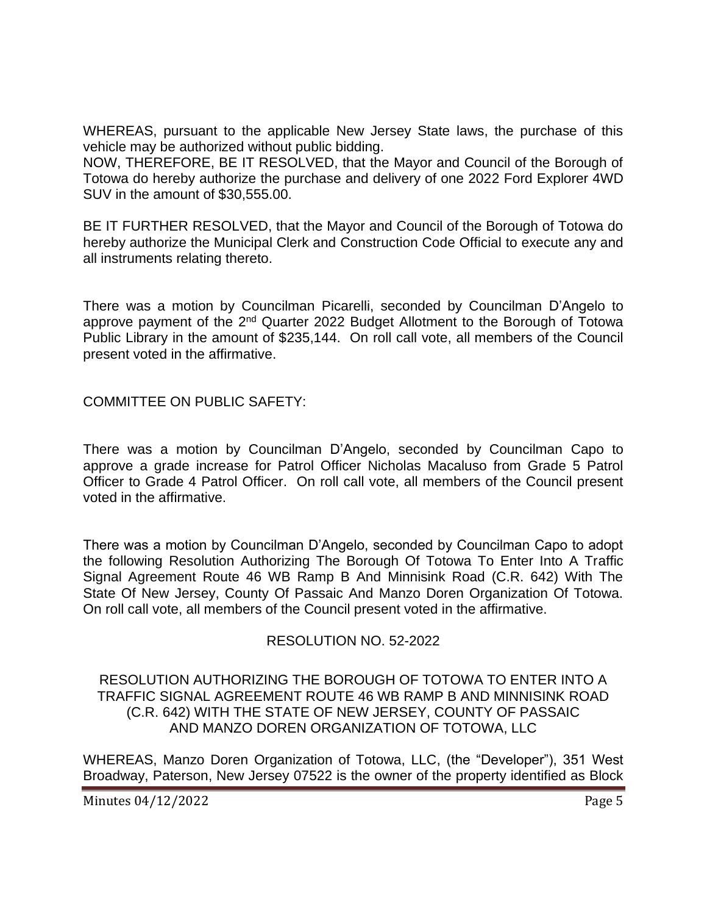WHEREAS, pursuant to the applicable New Jersey State laws, the purchase of this vehicle may be authorized without public bidding.

NOW, THEREFORE, BE IT RESOLVED, that the Mayor and Council of the Borough of Totowa do hereby authorize the purchase and delivery of one 2022 Ford Explorer 4WD SUV in the amount of $30,555.00.

BE IT FURTHER RESOLVED, that the Mayor and Council of the Borough of Totowa do hereby authorize the Municipal Clerk and Construction Code Official to execute any and all instruments relating thereto.

There was a motion by Councilman Picarelli, seconded by Councilman D'Angelo to approve payment of the 2nd Quarter 2022 Budget Allotment to the Borough of Totowa Public Library in the amount of $235,144. On roll call vote, all members of the Council present voted in the affirmative.

COMMITTEE ON PUBLIC SAFETY:

There was a motion by Councilman D'Angelo, seconded by Councilman Capo to approve a grade increase for Patrol Officer Nicholas Macaluso from Grade 5 Patrol Officer to Grade 4 Patrol Officer. On roll call vote, all members of the Council present voted in the affirmative.

There was a motion by Councilman D'Angelo, seconded by Councilman Capo to adopt the following Resolution Authorizing The Borough Of Totowa To Enter Into A Traffic Signal Agreement Route 46 WB Ramp B And Minnisink Road (C.R. 642) With The State Of New Jersey, County Of Passaic And Manzo Doren Organization Of Totowa. On roll call vote, all members of the Council present voted in the affirmative.

RESOLUTION NO. 52-2022

RESOLUTION AUTHORIZING THE BOROUGH OF TOTOWA TO ENTER INTO A TRAFFIC SIGNAL AGREEMENT ROUTE 46 WB RAMP B AND MINNISINK ROAD (C.R. 642) WITH THE STATE OF NEW JERSEY, COUNTY OF PASSAIC AND MANZO DOREN ORGANIZATION OF TOTOWA, LLC

WHEREAS, Manzo Doren Organization of Totowa, LLC, (the "Developer"), 351 West Broadway, Paterson, New Jersey 07522 is the owner of the property identified as Block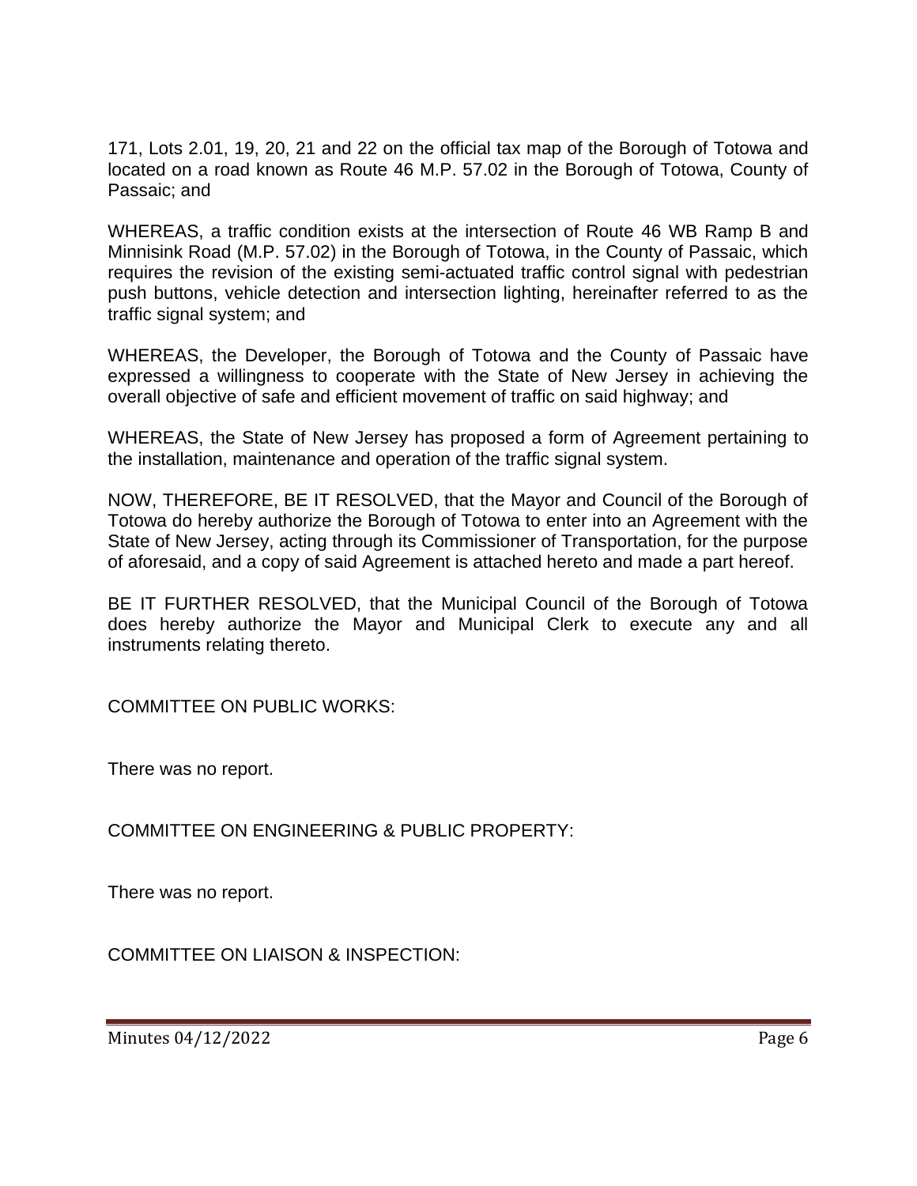171, Lots 2.01, 19, 20, 21 and 22 on the official tax map of the Borough of Totowa and located on a road known as Route 46 M.P. 57.02 in the Borough of Totowa, County of Passaic; and

WHEREAS, a traffic condition exists at the intersection of Route 46 WB Ramp B and Minnisink Road (M.P. 57.02) in the Borough of Totowa, in the County of Passaic, which requires the revision of the existing semi-actuated traffic control signal with pedestrian push buttons, vehicle detection and intersection lighting, hereinafter referred to as the traffic signal system; and

WHEREAS, the Developer, the Borough of Totowa and the County of Passaic have expressed a willingness to cooperate with the State of New Jersey in achieving the overall objective of safe and efficient movement of traffic on said highway; and

WHEREAS, the State of New Jersey has proposed a form of Agreement pertaining to the installation, maintenance and operation of the traffic signal system.

NOW, THEREFORE, BE IT RESOLVED, that the Mayor and Council of the Borough of Totowa do hereby authorize the Borough of Totowa to enter into an Agreement with the State of New Jersey, acting through its Commissioner of Transportation, for the purpose of aforesaid, and a copy of said Agreement is attached hereto and made a part hereof.

BE IT FURTHER RESOLVED, that the Municipal Council of the Borough of Totowa does hereby authorize the Mayor and Municipal Clerk to execute any and all instruments relating thereto.

COMMITTEE ON PUBLIC WORKS:

There was no report.

COMMITTEE ON ENGINEERING & PUBLIC PROPERTY:

There was no report.

COMMITTEE ON LIAISON & INSPECTION: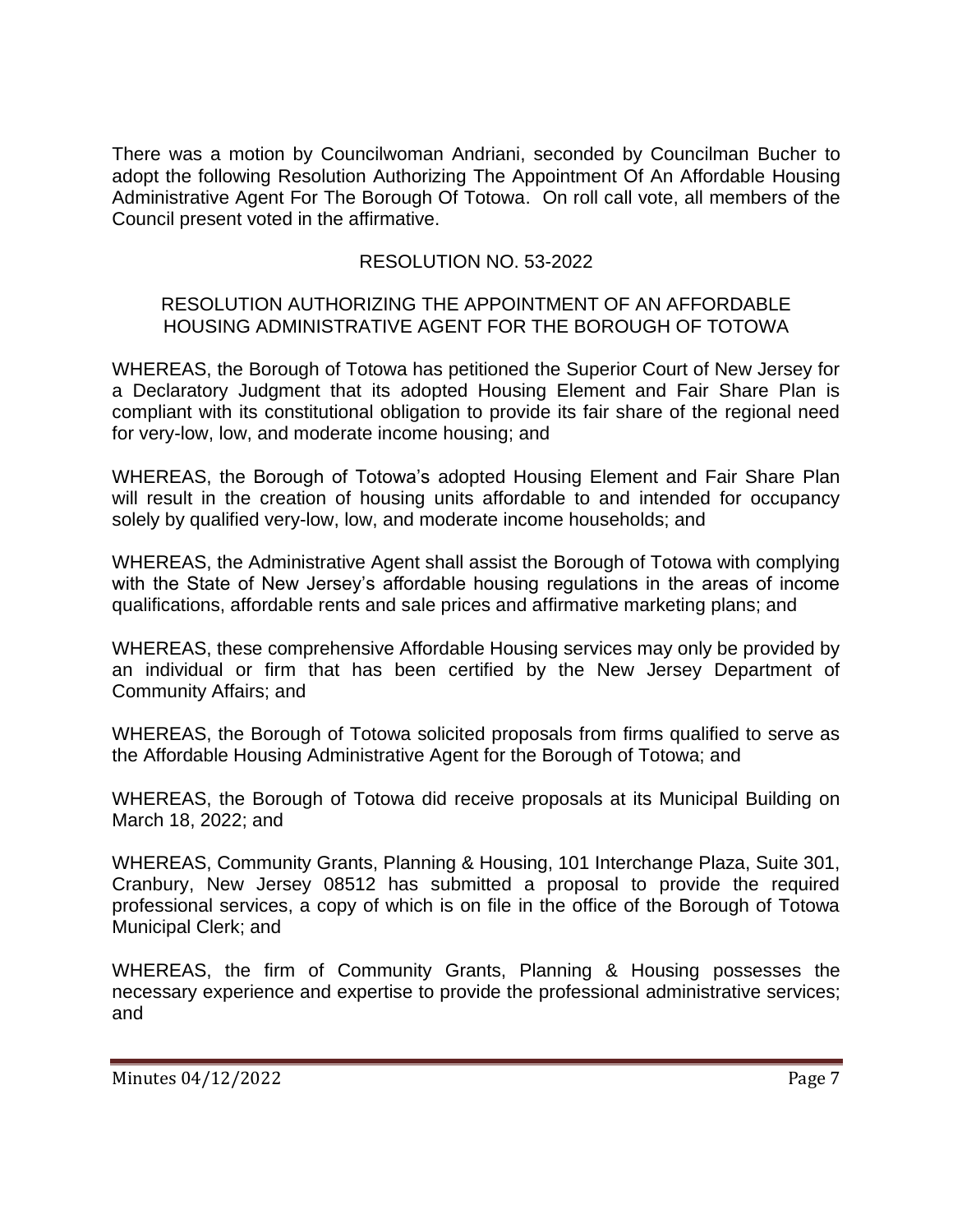There was a motion by Councilwoman Andriani, seconded by Councilman Bucher to adopt the following Resolution Authorizing The Appointment Of An Affordable Housing Administrative Agent For The Borough Of Totowa. On roll call vote, all members of the Council present voted in the affirmative.

RESOLUTION NO. 53-2022

RESOLUTION AUTHORIZING THE APPOINTMENT OF AN AFFORDABLE HOUSING ADMINISTRATIVE AGENT FOR THE BOROUGH OF TOTOWA

WHEREAS, the Borough of Totowa has petitioned the Superior Court of New Jersey for a Declaratory Judgment that its adopted Housing Element and Fair Share Plan is compliant with its constitutional obligation to provide its fair share of the regional need for very-low, low, and moderate income housing; and

WHEREAS, the Borough of Totowa's adopted Housing Element and Fair Share Plan will result in the creation of housing units affordable to and intended for occupancy solely by qualified very-low, low, and moderate income households; and

WHEREAS, the Administrative Agent shall assist the Borough of Totowa with complying with the State of New Jersey's affordable housing regulations in the areas of income qualifications, affordable rents and sale prices and affirmative marketing plans; and

WHEREAS, these comprehensive Affordable Housing services may only be provided by an individual or firm that has been certified by the New Jersey Department of Community Affairs; and

WHEREAS, the Borough of Totowa solicited proposals from firms qualified to serve as the Affordable Housing Administrative Agent for the Borough of Totowa; and

WHEREAS, the Borough of Totowa did receive proposals at its Municipal Building on March 18, 2022; and

WHEREAS, Community Grants, Planning & Housing, 101 Interchange Plaza, Suite 301, Cranbury, New Jersey 08512 has submitted a proposal to provide the required professional services, a copy of which is on file in the office of the Borough of Totowa Municipal Clerk; and

WHEREAS, the firm of Community Grants, Planning & Housing possesses the necessary experience and expertise to provide the professional administrative services; and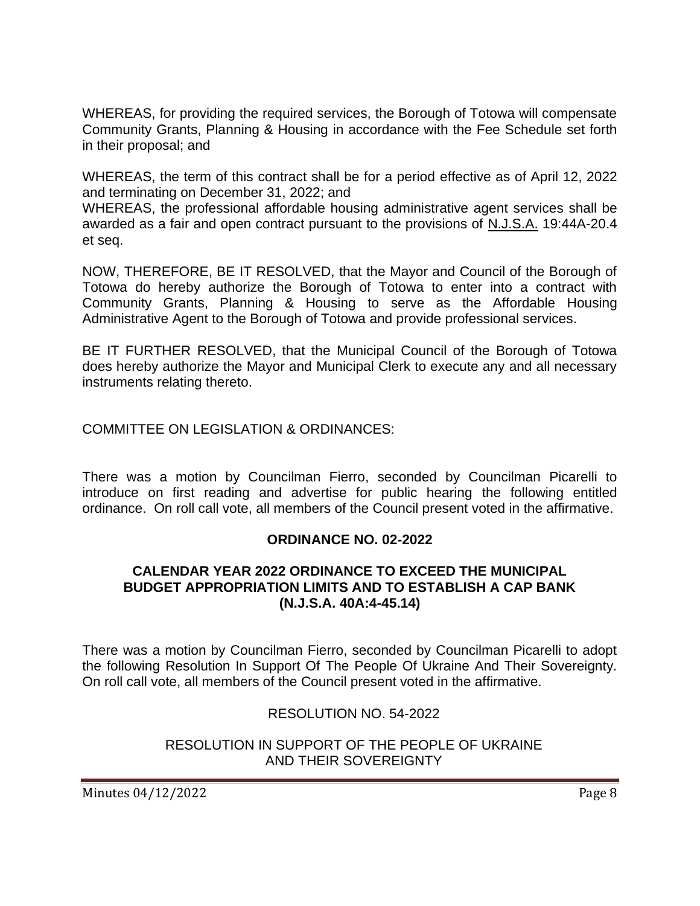WHEREAS, for providing the required services, the Borough of Totowa will compensate Community Grants, Planning & Housing in accordance with the Fee Schedule set forth in their proposal; and

WHEREAS, the term of this contract shall be for a period effective as of April 12, 2022 and terminating on December 31, 2022; and

WHEREAS, the professional affordable housing administrative agent services shall be awarded as a fair and open contract pursuant to the provisions of N.J.S.A. 19:44A-20.4 et seq.

NOW, THEREFORE, BE IT RESOLVED, that the Mayor and Council of the Borough of Totowa do hereby authorize the Borough of Totowa to enter into a contract with Community Grants, Planning & Housing to serve as the Affordable Housing Administrative Agent to the Borough of Totowa and provide professional services.

BE IT FURTHER RESOLVED, that the Municipal Council of the Borough of Totowa does hereby authorize the Mayor and Municipal Clerk to execute any and all necessary instruments relating thereto.

COMMITTEE ON LEGISLATION & ORDINANCES:

There was a motion by Councilman Fierro, seconded by Councilman Picarelli to introduce on first reading and advertise for public hearing the following entitled ordinance. On roll call vote, all members of the Council present voted in the affirmative.

**ORDINANCE NO. 02-2022**

**CALENDAR YEAR 2022 ORDINANCE TO EXCEED THE MUNICIPAL BUDGET APPROPRIATION LIMITS AND TO ESTABLISH A CAP BANK (N.J.S.A. 40A:4-45.14)**

There was a motion by Councilman Fierro, seconded by Councilman Picarelli to adopt the following Resolution In Support Of The People Of Ukraine And Their Sovereignty. On roll call vote, all members of the Council present voted in the affirmative.

RESOLUTION NO. 54-2022

RESOLUTION IN SUPPORT OF THE PEOPLE OF UKRAINE AND THEIR SOVEREIGNTY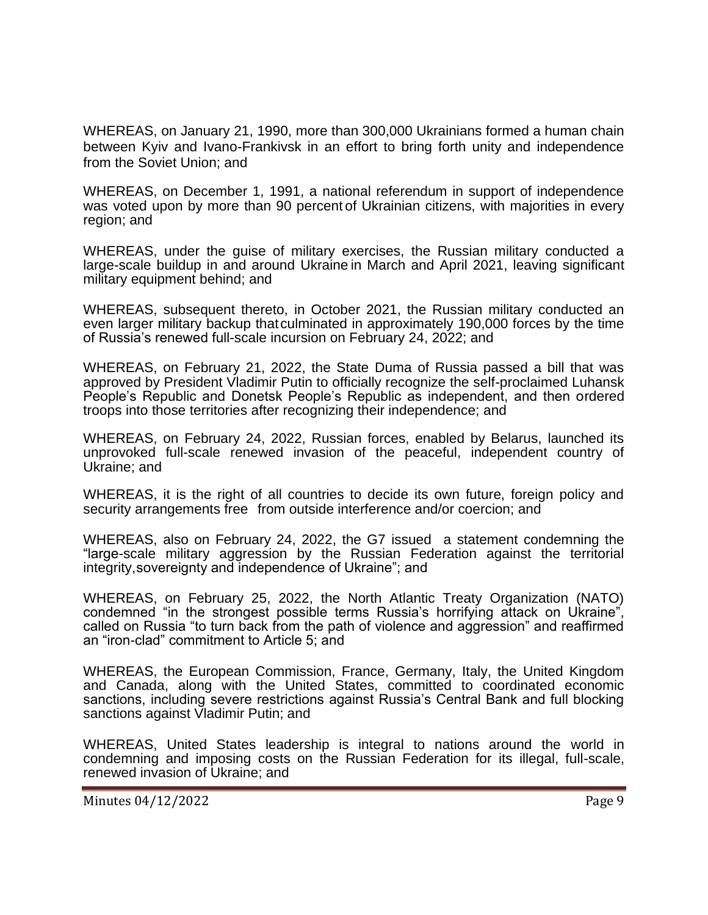WHEREAS, on January 21, 1990, more than 300,000 Ukrainians formed a human chain between Kyiv and Ivano-Frankivsk in an effort to bring forth unity and independence from the Soviet Union; and

WHEREAS, on December 1, 1991, a national referendum in support of independence was voted upon by more than 90 percent of Ukrainian citizens, with majorities in every region; and

WHEREAS, under the guise of military exercises, the Russian military conducted a large-scale buildup in and around Ukraine in March and April 2021, leaving significant military equipment behind; and

WHEREAS, subsequent thereto, in October 2021, the Russian military conducted an even larger military backup that culminated in approximately 190,000 forces by the time of Russia's renewed full-scale incursion on February 24, 2022; and

WHEREAS, on February 21, 2022, the State Duma of Russia passed a bill that was approved by President Vladimir Putin to officially recognize the self-proclaimed Luhansk People's Republic and Donetsk People's Republic as independent, and then ordered troops into those territories after recognizing their independence; and

WHEREAS, on February 24, 2022, Russian forces, enabled by Belarus, launched its unprovoked full-scale renewed invasion of the peaceful, independent country of Ukraine; and

WHEREAS, it is the right of all countries to decide its own future, foreign policy and security arrangements free from outside interference and/or coercion; and

WHEREAS, also on February 24, 2022, the G7 issued a statement condemning the "large-scale military aggression by the Russian Federation against the territorial integrity, sovereignty and independence of Ukraine"; and

WHEREAS, on February 25, 2022, the North Atlantic Treaty Organization (NATO) condemned "in the strongest possible terms Russia's horrifying attack on Ukraine", called on Russia "to turn back from the path of violence and aggression" and reaffirmed an "iron-clad" commitment to Article 5; and

WHEREAS, the European Commission, France, Germany, Italy, the United Kingdom and Canada, along with the United States, committed to coordinated economic sanctions, including severe restrictions against Russia's Central Bank and full blocking sanctions against Vladimir Putin; and

WHEREAS, United States leadership is integral to nations around the world in condemning and imposing costs on the Russian Federation for its illegal, full-scale, renewed invasion of Ukraine; and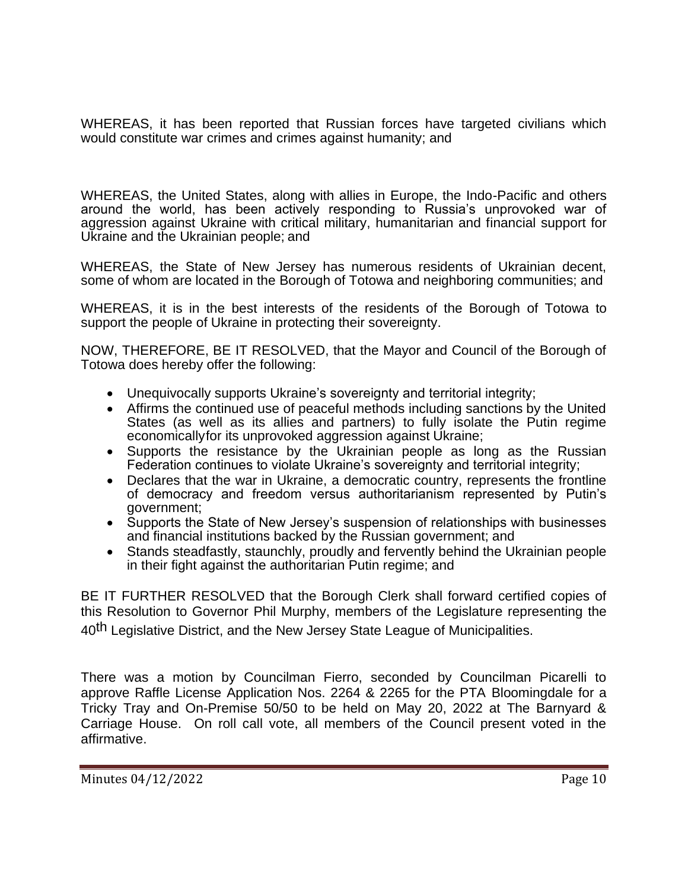WHEREAS, it has been reported that Russian forces have targeted civilians which would constitute war crimes and crimes against humanity; and

WHEREAS, the United States, along with allies in Europe, the Indo-Pacific and others around the world, has been actively responding to Russia's unprovoked war of aggression against Ukraine with critical military, humanitarian and financial support for Ukraine and the Ukrainian people; and

WHEREAS, the State of New Jersey has numerous residents of Ukrainian decent, some of whom are located in the Borough of Totowa and neighboring communities; and

WHEREAS, it is in the best interests of the residents of the Borough of Totowa to support the people of Ukraine in protecting their sovereignty.

NOW, THEREFORE, BE IT RESOLVED, that the Mayor and Council of the Borough of Totowa does hereby offer the following:

- Unequivocally supports Ukraine's sovereignty and territorial integrity;
- Affirms the continued use of peaceful methods including sanctions by the United States (as well as its allies and partners) to fully isolate the Putin regime economicallyfor its unprovoked aggression against Ukraine;
- Supports the resistance by the Ukrainian people as long as the Russian Federation continues to violate Ukraine's sovereignty and territorial integrity;
- Declares that the war in Ukraine, a democratic country, represents the frontline of democracy and freedom versus authoritarianism represented by Putin's government;
- Supports the State of New Jersey's suspension of relationships with businesses and financial institutions backed by the Russian government; and
- Stands steadfastly, staunchly, proudly and fervently behind the Ukrainian people in their fight against the authoritarian Putin regime; and

BE IT FURTHER RESOLVED that the Borough Clerk shall forward certified copies of this Resolution to Governor Phil Murphy, members of the Legislature representing the 40th Legislative District, and the New Jersey State League of Municipalities.

There was a motion by Councilman Fierro, seconded by Councilman Picarelli to approve Raffle License Application Nos. 2264 & 2265 for the PTA Bloomingdale for a Tricky Tray and On-Premise 50/50 to be held on May 20, 2022 at The Barnyard & Carriage House. On roll call vote, all members of the Council present voted in the affirmative.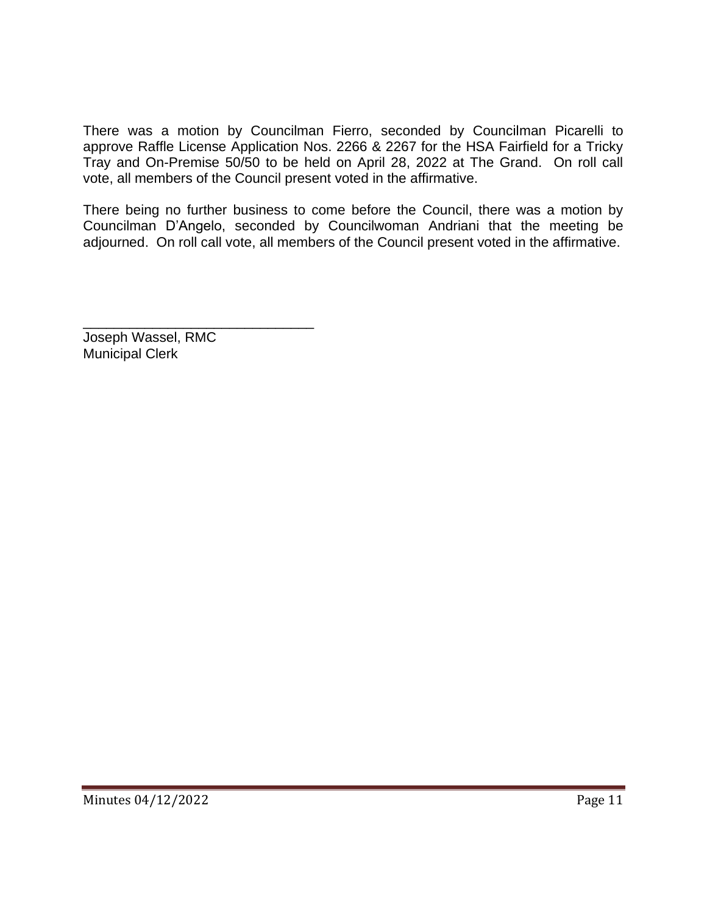There was a motion by Councilman Fierro, seconded by Councilman Picarelli to approve Raffle License Application Nos. 2266 & 2267 for the HSA Fairfield for a Tricky Tray and On-Premise 50/50 to be held on April 28, 2022 at The Grand. On roll call vote, all members of the Council present voted in the affirmative.

There being no further business to come before the Council, there was a motion by Councilman D'Angelo, seconded by Councilwoman Andriani that the meeting be adjourned. On roll call vote, all members of the Council present voted in the affirmative.

_______________________________
Joseph Wassel, RMC
Municipal Clerk